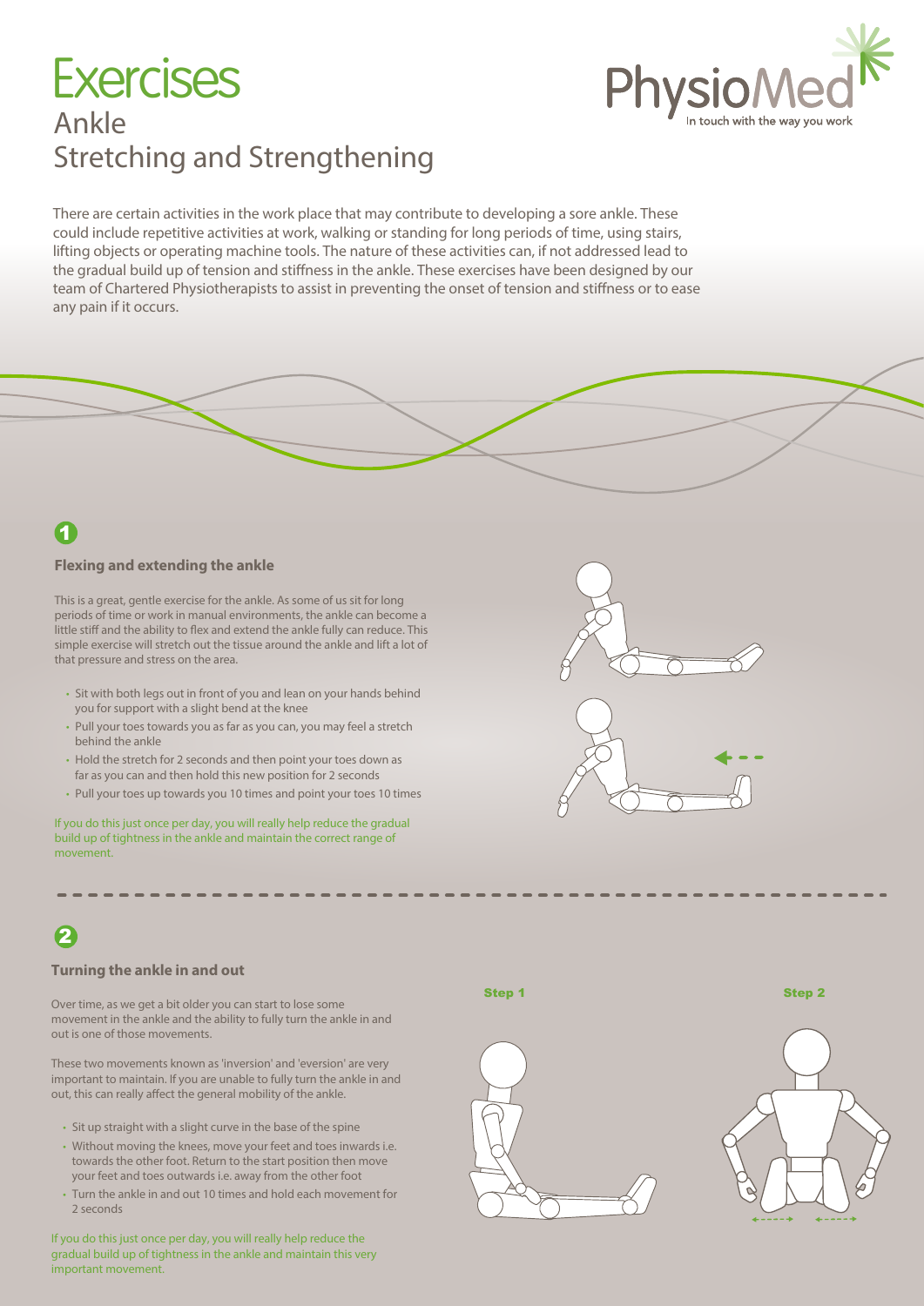# Exercises

## Ankle
## Stretching and Strengthening

PhysioMed
In touch with the way you work

There are certain activities in the work place that may contribute to developing a sore ankle. These could include repetitive activities at work, walking or standing for long periods of time, using stairs, lifting objects or operating machine tools. The nature of these activities can, if not addressed lead to the gradual build up of tension and stiffness in the ankle. These exercises have been designed by our team of Chartered Physiotherapists to assist in preventing the onset of tension and stiffness or to ease any pain if it occurs.

## 1

### Flexing and extending the ankle

This is a great, gentle exercise for the ankle. As some of us sit for long periods of time or work in manual environments, the ankle can become a little stiff and the ability to flex and extend the ankle fully can reduce. This simple exercise will stretch out the tissue around the ankle and lift a lot of that pressure and stress on the area.

- Sit with both legs out in front of you and lean on your hands behind you for support with a slight bend at the knee
- Pull your toes towards you as far as you can, you may feel a stretch behind the ankle
- Hold the stretch for 2 seconds and then point your toes down as far as you can and then hold this new position for 2 seconds
- Pull your toes up towards you 10 times and point your toes 10 times

If you do this just once per day, you will really help reduce the gradual build up of tightness in the ankle and maintain the correct range of movement.

## 2

### Turning the ankle in and out

Over time, as we get a bit older you can start to lose some movement in the ankle and the ability to fully turn the ankle in and out is one of those movements.

These two movements known as 'inversion' and 'eversion' are very important to maintain. If you are unable to fully turn the ankle in and out, this can really affect the general mobility of the ankle.

- Sit up straight with a slight curve in the base of the spine
- Without moving the knees, move your feet and toes inwards i.e. towards the other foot. Return to the start position then move your feet and toes outwards i.e. away from the other foot
- Turn the ankle in and out 10 times and hold each movement for 2 seconds

If you do this just once per day, you will really help reduce the gradual build up of tightness in the ankle and maintain this very important movement.

Step 1

Step 2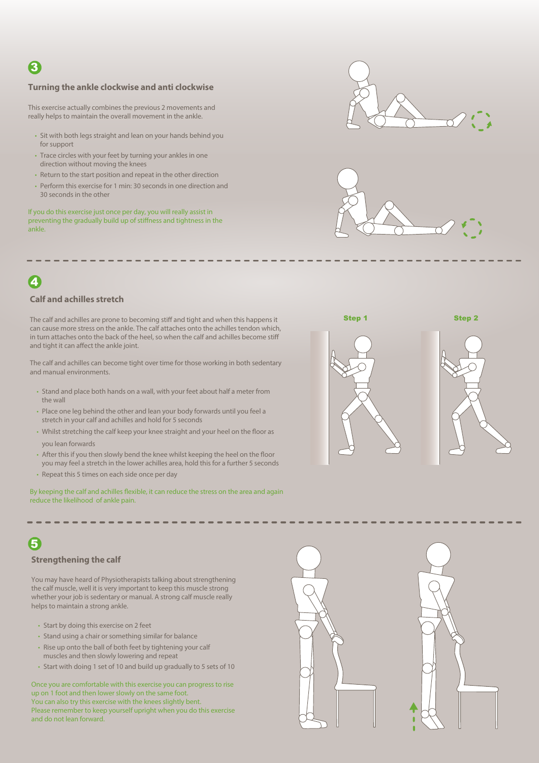## 3

### Turning the ankle clockwise and anti clockwise

This exercise actually combines the previous 2 movements and really helps to maintain the overall movement in the ankle.

- Sit with both legs straight and lean on your hands behind you for support
- Trace circles with your feet by turning your ankles in one direction without moving the knees
- Return to the start position and repeat in the other direction
- Perform this exercise for 1 min: 30 seconds in one direction and 30 seconds in the other

If you do this exercise just once per day, you will really assist in preventing the gradually build up of stiffness and tightness in the ankle.

---

## 4

### Calf and achilles stretch

The calf and achilles are prone to becoming stiff and tight and when this happens it can cause more stress on the ankle. The calf attaches onto the achilles tendon which, in turn attaches onto the back of the heel, so when the calf and achilles become stiff and tight it can affect the ankle joint.

The calf and achilles can become tight over time for those working in both sedentary and manual environments.

- Stand and place both hands on a wall, with your feet about half a meter from the wall
- Place one leg behind the other and lean your body forwards until you feel a stretch in your calf and achilles and hold for 5 seconds
- Whilst stretching the calf keep your knee straight and your heel on the floor as you lean forwards
- After this if you then slowly bend the knee whilst keeping the heel on the floor you may feel a stretch in the lower achilles area, hold this for a further 5 seconds
- Repeat this 5 times on each side once per day

By keeping the calf and achilles flexible, it can reduce the stress on the area and again reduce the likelihood of ankle pain.

Step 1

Step 2

---

## 5

### Strengthening the calf

You may have heard of Physiotherapists talking about strengthening the calf muscle, well it is very important to keep this muscle strong whether your job is sedentary or manual. A strong calf muscle really helps to maintain a strong ankle.

- Start by doing this exercise on 2 feet
- Stand using a chair or something similar for balance
- Rise up onto the ball of both feet by tightening your calf muscles and then slowly lowering and repeat
- Start with doing 1 set of 10 and build up gradually to 5 sets of 10

Once you are comfortable with this exercise you can progress to rise up on 1 foot and then lower slowly on the same foot.
You can also try this exercise with the knees slightly bent.
Please remember to keep yourself upright when you do this exercise and do not lean forward.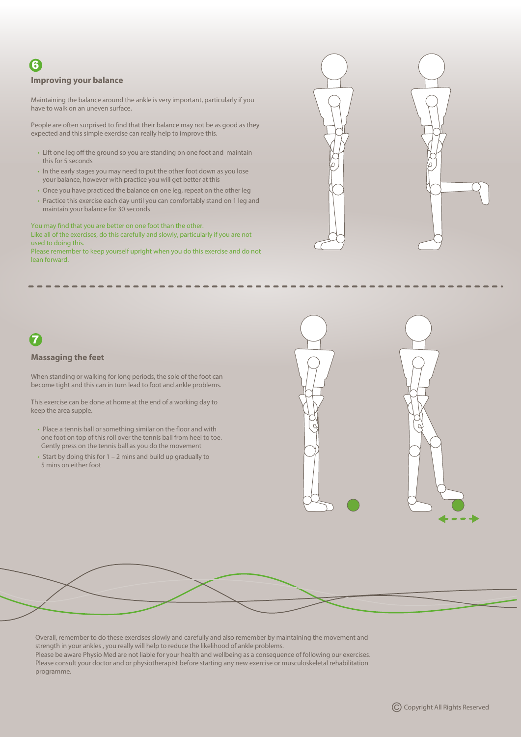## 6

### Improving your balance

Maintaining the balance around the ankle is very important, particularly if you have to walk on an uneven surface.

People are often surprised to find that their balance may not be as good as they expected and this simple exercise can really help to improve this.

- Lift one leg off the ground so you are standing on one foot and maintain this for 5 seconds
- In the early stages you may need to put the other foot down as you lose your balance, however with practice you will get better at this
- Once you have practiced the balance on one leg, repeat on the other leg
- Practice this exercise each day until you can comfortably stand on 1 leg and maintain your balance for 30 seconds

You may find that you are better on one foot than the other.
Like all of the exercises, do this carefully and slowly, particularly if you are not used to doing this.
Please remember to keep yourself upright when you do this exercise and do not lean forward.

---

## 7

### Massaging the feet

When standing or walking for long periods, the sole of the foot can become tight and this can in turn lead to foot and ankle problems.

This exercise can be done at home at the end of a working day to keep the area supple.

- Place a tennis ball or something similar on the floor and with one foot on top of this roll over the tennis ball from heel to toe. Gently press on the tennis ball as you do the movement
- Start by doing this for 1 – 2 mins and build up gradually to 5 mins on either foot

Overall, remember to do these exercises slowly and carefully and also remember by maintaining the movement and strength in your ankles , you really will help to reduce the likelihood of ankle problems.
Please be aware Physio Med are not liable for your health and wellbeing as a consequence of following our exercises.
Please consult your doctor and or physiotherapist before starting any new exercise or musculoskeletal rehabilitation programme.

© Copyright All Rights Reserved